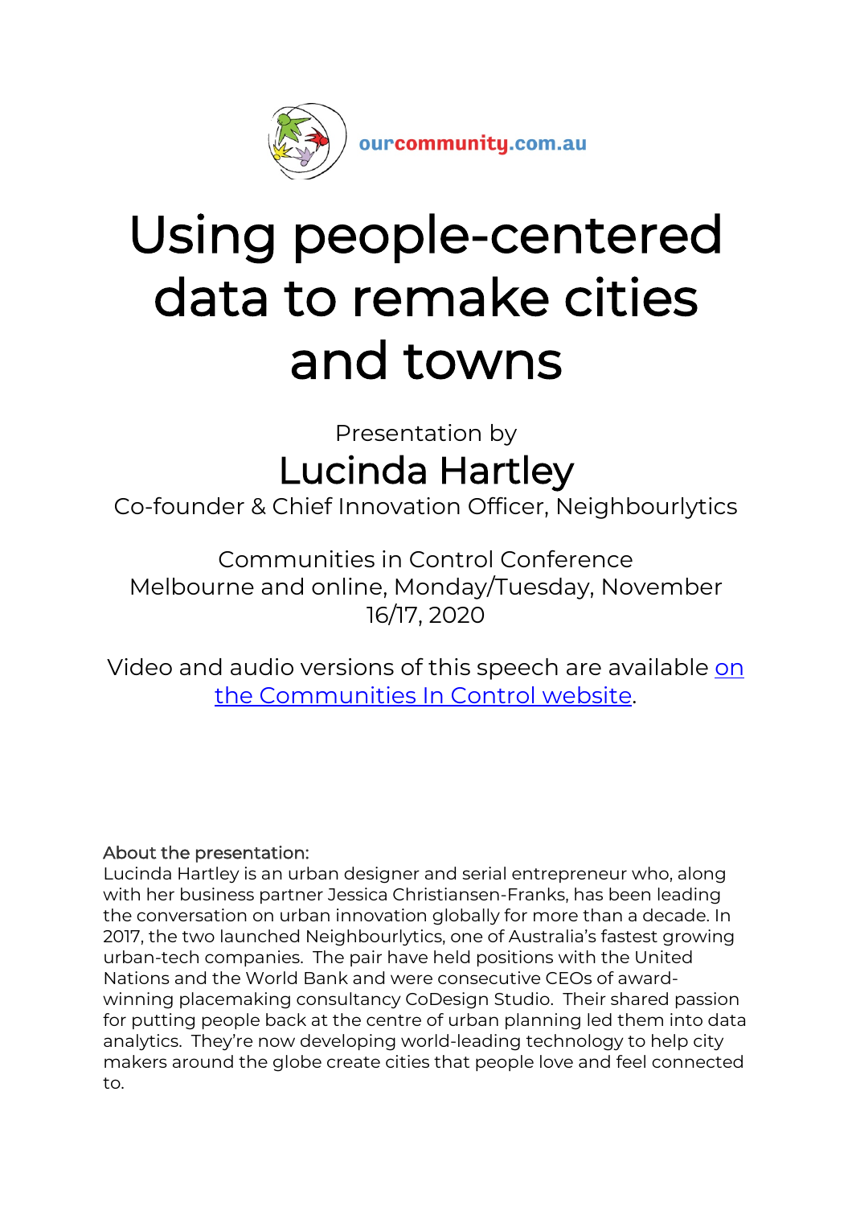ourcommunity.com.au

# Using people-centered data to remake cities and towns

Presentation by

## Lucinda Hartley

Co-founder & Chief Innovation Officer, Neighbourlytics

Communities in Control Conference
Melbourne and online, Monday/Tuesday, November 16/17, 2020

Video and audio versions of this speech are available [on the Communities In Control website](#).

About the presentation:
Lucinda Hartley is an urban designer and serial entrepreneur who, along with her business partner Jessica Christiansen-Franks, has been leading the conversation on urban innovation globally for more than a decade. In 2017, the two launched Neighbourlytics, one of Australia's fastest growing urban-tech companies. The pair have held positions with the United Nations and the World Bank and were consecutive CEOs of award-winning placemaking consultancy CoDesign Studio. Their shared passion for putting people back at the centre of urban planning led them into data analytics. They're now developing world-leading technology to help city makers around the globe create cities that people love and feel connected to.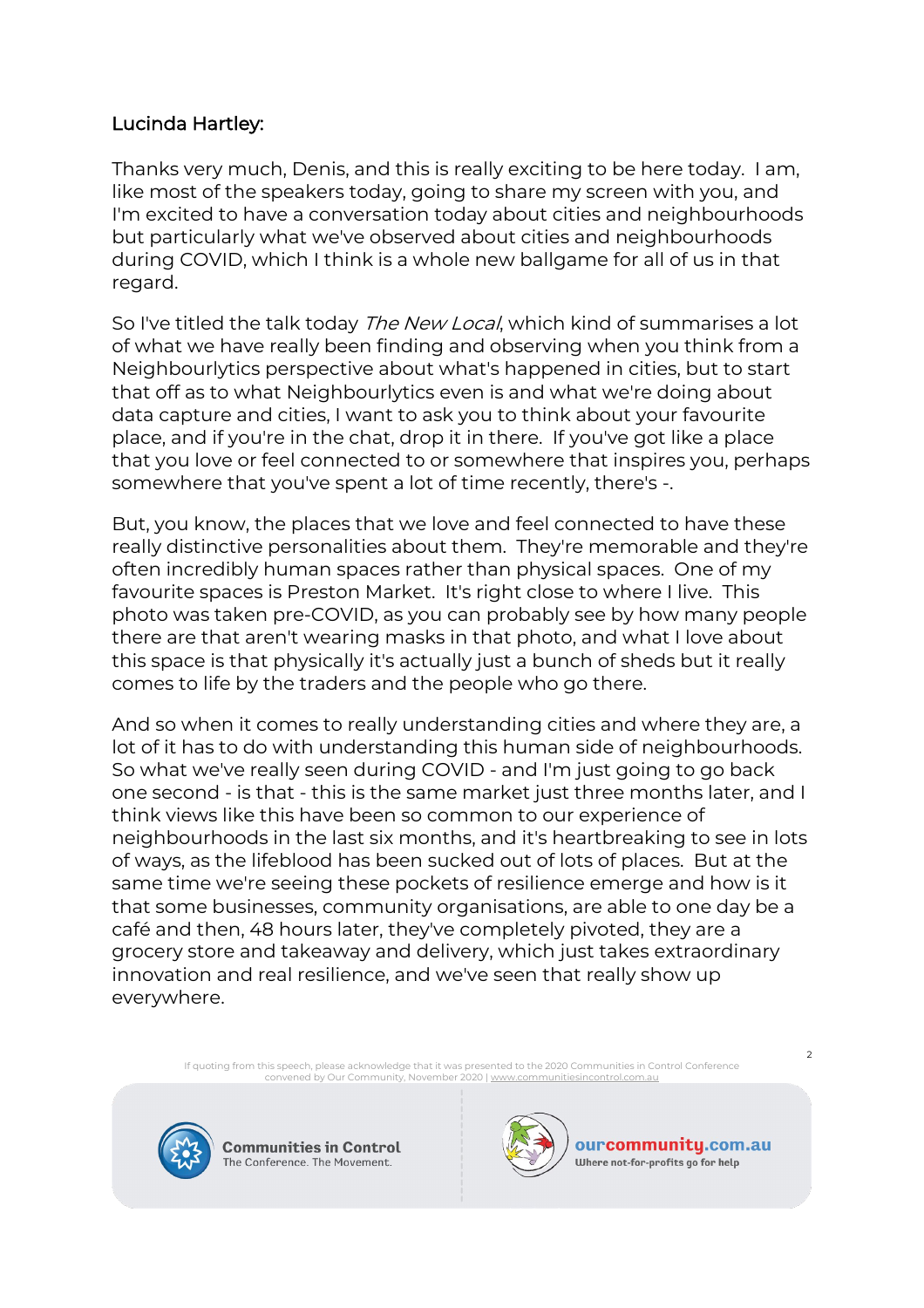Lucinda Hartley:

Thanks very much, Denis, and this is really exciting to be here today. I am, like most of the speakers today, going to share my screen with you, and I'm excited to have a conversation today about cities and neighbourhoods but particularly what we've observed about cities and neighbourhoods during COVID, which I think is a whole new ballgame for all of us in that regard.

So I've titled the talk today *The New Local*, which kind of summarises a lot of what we have really been finding and observing when you think from a Neighbourlytics perspective about what's happened in cities, but to start that off as to what Neighbourlytics even is and what we're doing about data capture and cities, I want to ask you to think about your favourite place, and if you're in the chat, drop it in there. If you've got like a place that you love or feel connected to or somewhere that inspires you, perhaps somewhere that you've spent a lot of time recently, there's -.

But, you know, the places that we love and feel connected to have these really distinctive personalities about them. They're memorable and they're often incredibly human spaces rather than physical spaces. One of my favourite spaces is Preston Market. It's right close to where I live. This photo was taken pre-COVID, as you can probably see by how many people there are that aren't wearing masks in that photo, and what I love about this space is that physically it's actually just a bunch of sheds but it really comes to life by the traders and the people who go there.

And so when it comes to really understanding cities and where they are, a lot of it has to do with understanding this human side of neighbourhoods. So what we've really seen during COVID - and I'm just going to go back one second - is that - this is the same market just three months later, and I think views like this have been so common to our experience of neighbourhoods in the last six months, and it's heartbreaking to see in lots of ways, as the lifeblood has been sucked out of lots of places. But at the same time we're seeing these pockets of resilience emerge and how is it that some businesses, community organisations, are able to one day be a café and then, 48 hours later, they've completely pivoted, they are a grocery store and takeaway and delivery, which just takes extraordinary innovation and real resilience, and we've seen that really show up everywhere.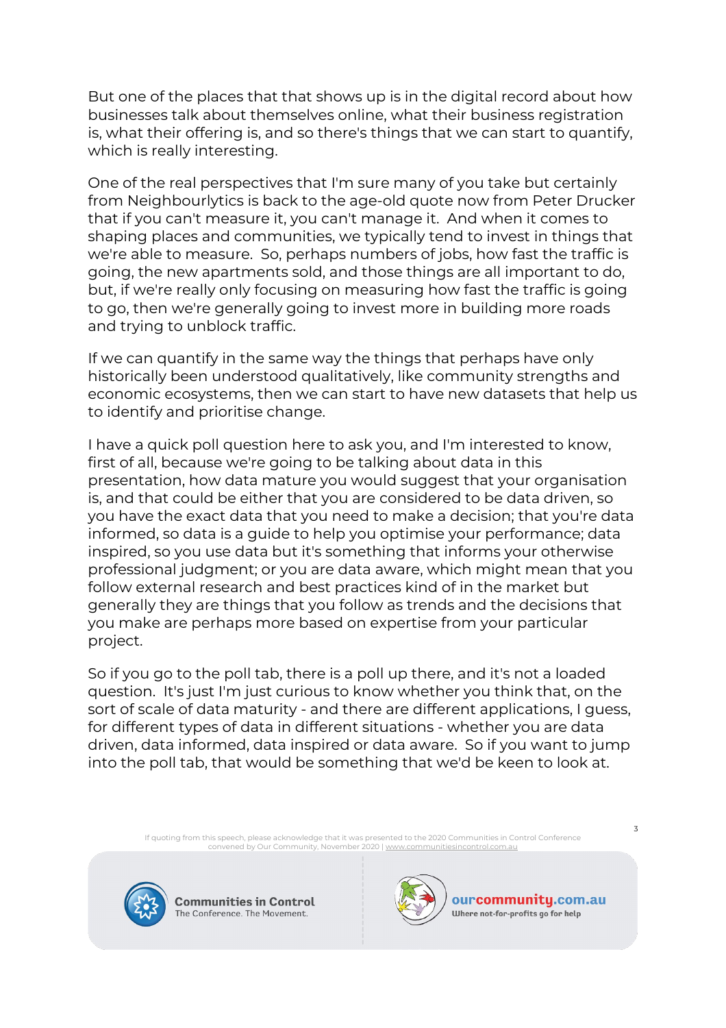But one of the places that that shows up is in the digital record about how businesses talk about themselves online, what their business registration is, what their offering is, and so there's things that we can start to quantify, which is really interesting.

One of the real perspectives that I'm sure many of you take but certainly from Neighbourlytics is back to the age-old quote now from Peter Drucker that if you can't measure it, you can't manage it. And when it comes to shaping places and communities, we typically tend to invest in things that we're able to measure. So, perhaps numbers of jobs, how fast the traffic is going, the new apartments sold, and those things are all important to do, but, if we're really only focusing on measuring how fast the traffic is going to go, then we're generally going to invest more in building more roads and trying to unblock traffic.

If we can quantify in the same way the things that perhaps have only historically been understood qualitatively, like community strengths and economic ecosystems, then we can start to have new datasets that help us to identify and prioritise change.

I have a quick poll question here to ask you, and I'm interested to know, first of all, because we're going to be talking about data in this presentation, how data mature you would suggest that your organisation is, and that could be either that you are considered to be data driven, so you have the exact data that you need to make a decision; that you're data informed, so data is a guide to help you optimise your performance; data inspired, so you use data but it's something that informs your otherwise professional judgment; or you are data aware, which might mean that you follow external research and best practices kind of in the market but generally they are things that you follow as trends and the decisions that you make are perhaps more based on expertise from your particular project.

So if you go to the poll tab, there is a poll up there, and it's not a loaded question. It's just I'm just curious to know whether you think that, on the sort of scale of data maturity - and there are different applications, I guess, for different types of data in different situations - whether you are data driven, data informed, data inspired or data aware. So if you want to jump into the poll tab, that would be something that we'd be keen to look at.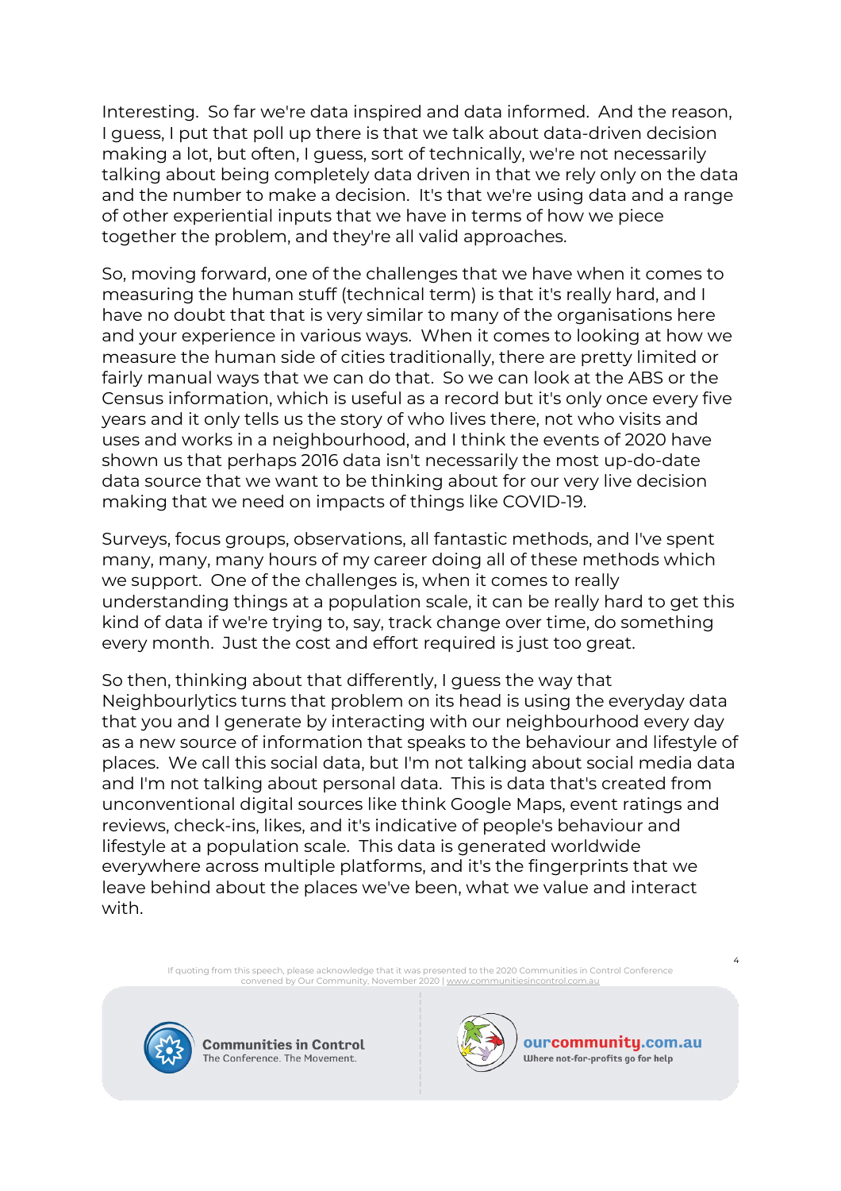Interesting. So far we're data inspired and data informed. And the reason, I guess, I put that poll up there is that we talk about data-driven decision making a lot, but often, I guess, sort of technically, we're not necessarily talking about being completely data driven in that we rely only on the data and the number to make a decision. It's that we're using data and a range of other experiential inputs that we have in terms of how we piece together the problem, and they're all valid approaches.

So, moving forward, one of the challenges that we have when it comes to measuring the human stuff (technical term) is that it's really hard, and I have no doubt that that is very similar to many of the organisations here and your experience in various ways. When it comes to looking at how we measure the human side of cities traditionally, there are pretty limited or fairly manual ways that we can do that. So we can look at the ABS or the Census information, which is useful as a record but it's only once every five years and it only tells us the story of who lives there, not who visits and uses and works in a neighbourhood, and I think the events of 2020 have shown us that perhaps 2016 data isn't necessarily the most up-do-date data source that we want to be thinking about for our very live decision making that we need on impacts of things like COVID-19.

Surveys, focus groups, observations, all fantastic methods, and I've spent many, many, many hours of my career doing all of these methods which we support. One of the challenges is, when it comes to really understanding things at a population scale, it can be really hard to get this kind of data if we're trying to, say, track change over time, do something every month. Just the cost and effort required is just too great.

So then, thinking about that differently, I guess the way that Neighbourlytics turns that problem on its head is using the everyday data that you and I generate by interacting with our neighbourhood every day as a new source of information that speaks to the behaviour and lifestyle of places. We call this social data, but I'm not talking about social media data and I'm not talking about personal data. This is data that's created from unconventional digital sources like think Google Maps, event ratings and reviews, check-ins, likes, and it's indicative of people's behaviour and lifestyle at a population scale. This data is generated worldwide everywhere across multiple platforms, and it's the fingerprints that we leave behind about the places we've been, what we value and interact with.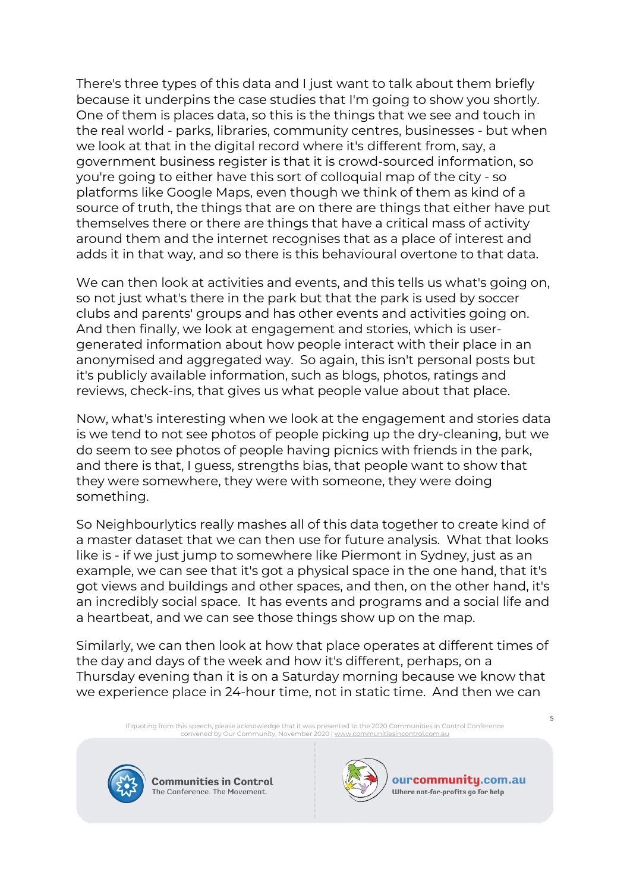There's three types of this data and I just want to talk about them briefly because it underpins the case studies that I'm going to show you shortly. One of them is places data, so this is the things that we see and touch in the real world - parks, libraries, community centres, businesses - but when we look at that in the digital record where it's different from, say, a government business register is that it is crowd-sourced information, so you're going to either have this sort of colloquial map of the city - so platforms like Google Maps, even though we think of them as kind of a source of truth, the things that are on there are things that either have put themselves there or there are things that have a critical mass of activity around them and the internet recognises that as a place of interest and adds it in that way, and so there is this behavioural overtone to that data.

We can then look at activities and events, and this tells us what's going on, so not just what's there in the park but that the park is used by soccer clubs and parents' groups and has other events and activities going on. And then finally, we look at engagement and stories, which is user-generated information about how people interact with their place in an anonymised and aggregated way. So again, this isn't personal posts but it's publicly available information, such as blogs, photos, ratings and reviews, check-ins, that gives us what people value about that place.

Now, what's interesting when we look at the engagement and stories data is we tend to not see photos of people picking up the dry-cleaning, but we do seem to see photos of people having picnics with friends in the park, and there is that, I guess, strengths bias, that people want to show that they were somewhere, they were with someone, they were doing something.

So Neighbourlytics really mashes all of this data together to create kind of a master dataset that we can then use for future analysis. What that looks like is - if we just jump to somewhere like Piermont in Sydney, just as an example, we can see that it's got a physical space in the one hand, that it's got views and buildings and other spaces, and then, on the other hand, it's an incredibly social space. It has events and programs and a social life and a heartbeat, and we can see those things show up on the map.

Similarly, we can then look at how that place operates at different times of the day and days of the week and how it's different, perhaps, on a Thursday evening than it is on a Saturday morning because we know that we experience place in 24-hour time, not in static time. And then we can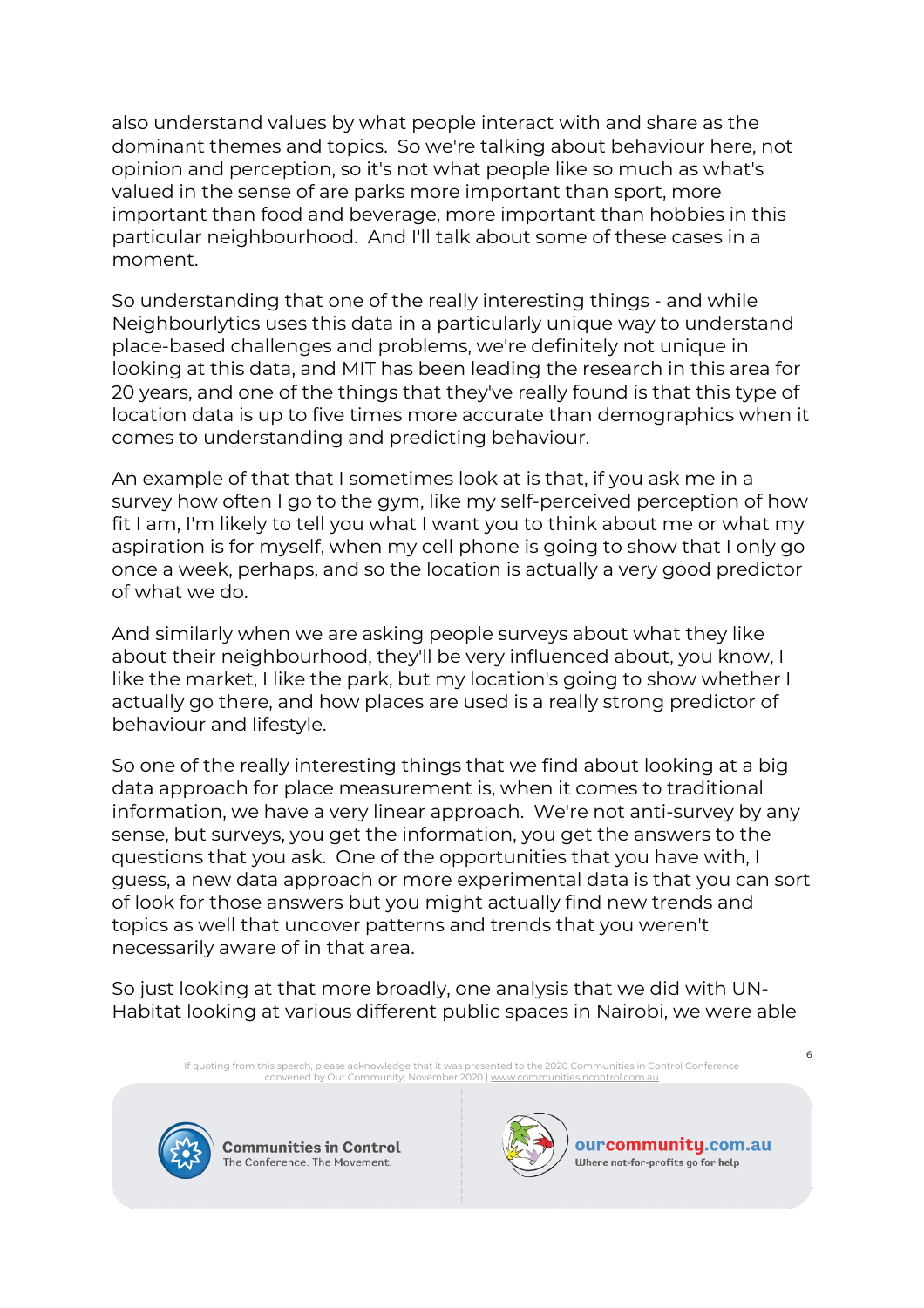also understand values by what people interact with and share as the dominant themes and topics. So we're talking about behaviour here, not opinion and perception, so it's not what people like so much as what's valued in the sense of are parks more important than sport, more important than food and beverage, more important than hobbies in this particular neighbourhood. And I'll talk about some of these cases in a moment.

So understanding that one of the really interesting things - and while Neighbourlytics uses this data in a particularly unique way to understand place-based challenges and problems, we're definitely not unique in looking at this data, and MIT has been leading the research in this area for 20 years, and one of the things that they've really found is that this type of location data is up to five times more accurate than demographics when it comes to understanding and predicting behaviour.

An example of that that I sometimes look at is that, if you ask me in a survey how often I go to the gym, like my self-perceived perception of how fit I am, I'm likely to tell you what I want you to think about me or what my aspiration is for myself, when my cell phone is going to show that I only go once a week, perhaps, and so the location is actually a very good predictor of what we do.

And similarly when we are asking people surveys about what they like about their neighbourhood, they'll be very influenced about, you know, I like the market, I like the park, but my location's going to show whether I actually go there, and how places are used is a really strong predictor of behaviour and lifestyle.

So one of the really interesting things that we find about looking at a big data approach for place measurement is, when it comes to traditional information, we have a very linear approach. We're not anti-survey by any sense, but surveys, you get the information, you get the answers to the questions that you ask. One of the opportunities that you have with, I guess, a new data approach or more experimental data is that you can sort of look for those answers but you might actually find new trends and topics as well that uncover patterns and trends that you weren't necessarily aware of in that area.

So just looking at that more broadly, one analysis that we did with UN-Habitat looking at various different public spaces in Nairobi, we were able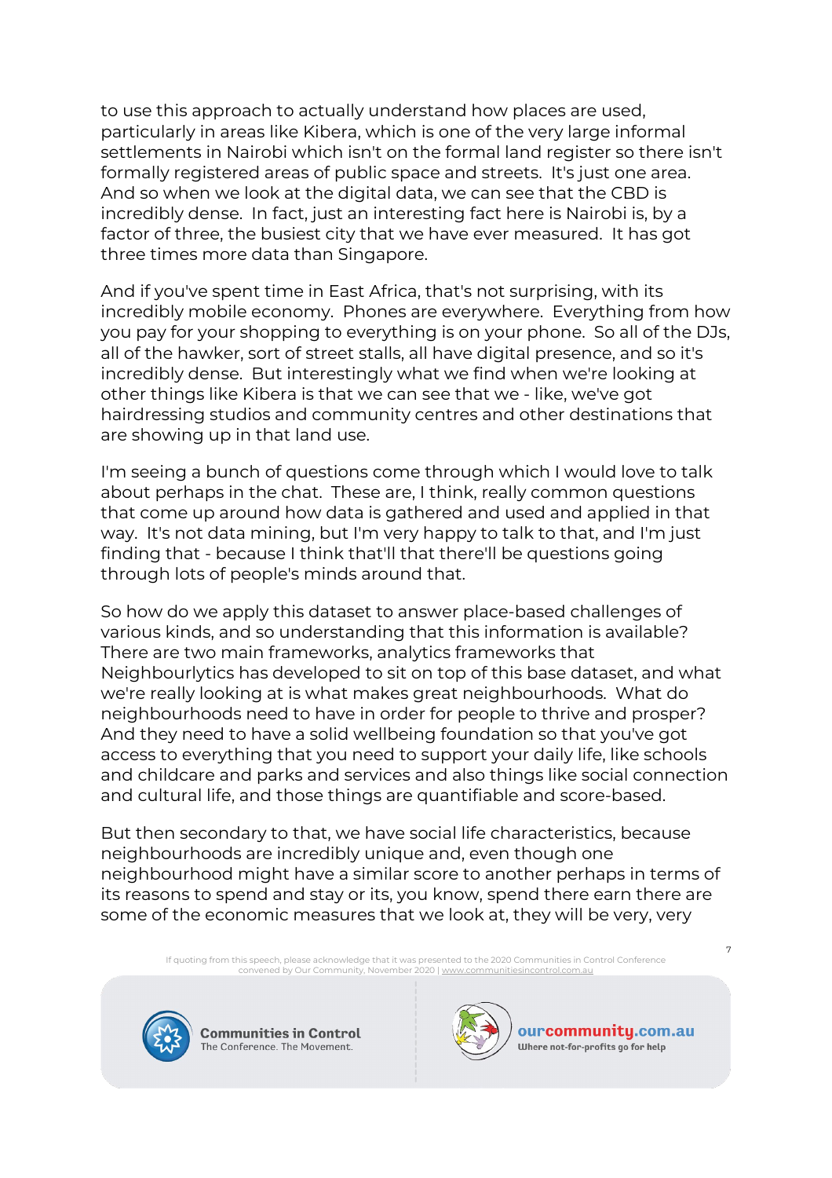to use this approach to actually understand how places are used, particularly in areas like Kibera, which is one of the very large informal settlements in Nairobi which isn't on the formal land register so there isn't formally registered areas of public space and streets. It's just one area. And so when we look at the digital data, we can see that the CBD is incredibly dense. In fact, just an interesting fact here is Nairobi is, by a factor of three, the busiest city that we have ever measured. It has got three times more data than Singapore.

And if you've spent time in East Africa, that's not surprising, with its incredibly mobile economy. Phones are everywhere. Everything from how you pay for your shopping to everything is on your phone. So all of the DJs, all of the hawker, sort of street stalls, all have digital presence, and so it's incredibly dense. But interestingly what we find when we're looking at other things like Kibera is that we can see that we - like, we've got hairdressing studios and community centres and other destinations that are showing up in that land use.

I'm seeing a bunch of questions come through which I would love to talk about perhaps in the chat. These are, I think, really common questions that come up around how data is gathered and used and applied in that way. It's not data mining, but I'm very happy to talk to that, and I'm just finding that - because I think that'll that there'll be questions going through lots of people's minds around that.

So how do we apply this dataset to answer place-based challenges of various kinds, and so understanding that this information is available? There are two main frameworks, analytics frameworks that Neighbourlytics has developed to sit on top of this base dataset, and what we're really looking at is what makes great neighbourhoods. What do neighbourhoods need to have in order for people to thrive and prosper? And they need to have a solid wellbeing foundation so that you've got access to everything that you need to support your daily life, like schools and childcare and parks and services and also things like social connection and cultural life, and those things are quantifiable and score-based.

But then secondary to that, we have social life characteristics, because neighbourhoods are incredibly unique and, even though one neighbourhood might have a similar score to another perhaps in terms of its reasons to spend and stay or its, you know, spend there earn there are some of the economic measures that we look at, they will be very, very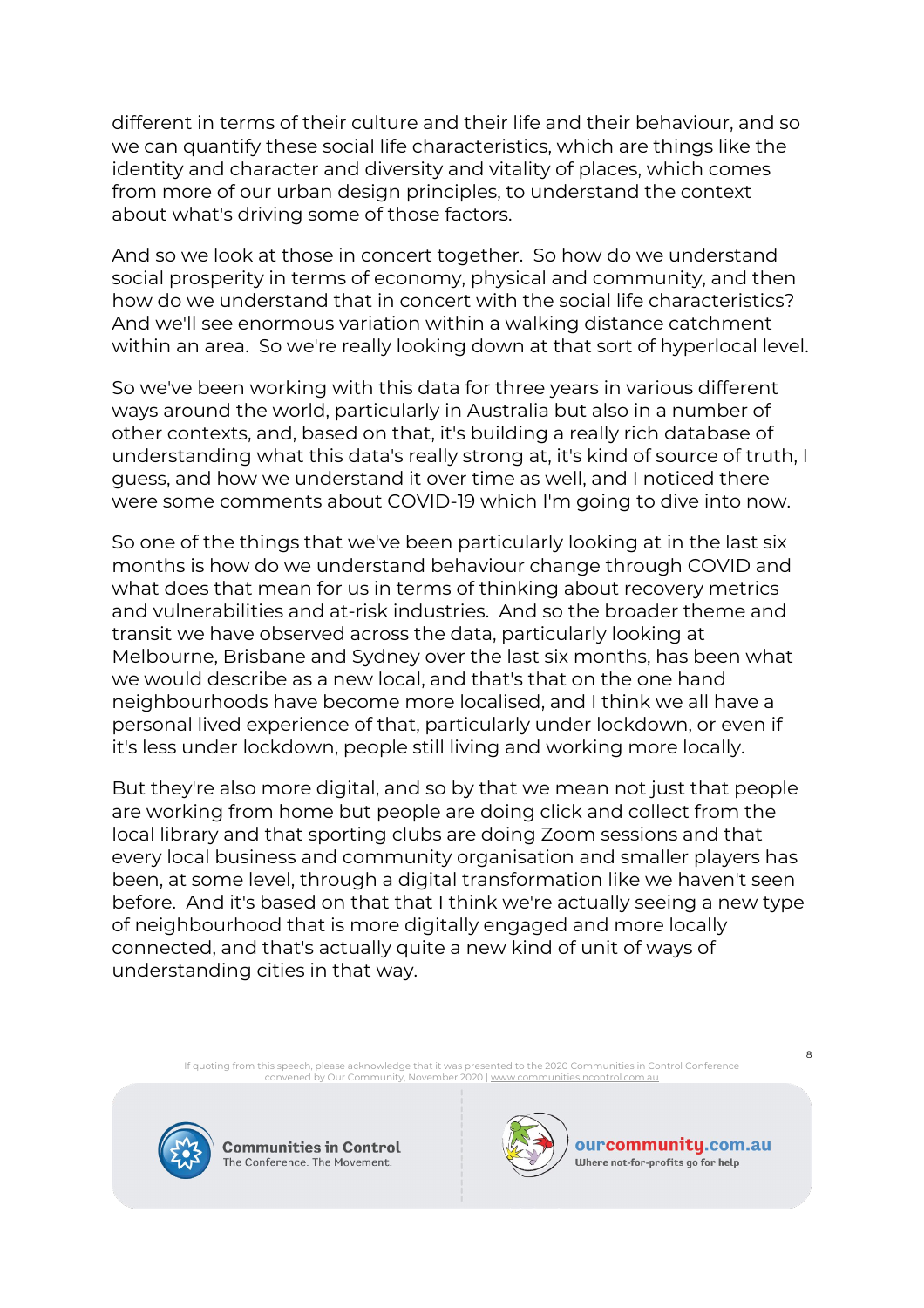different in terms of their culture and their life and their behaviour, and so we can quantify these social life characteristics, which are things like the identity and character and diversity and vitality of places, which comes from more of our urban design principles, to understand the context about what's driving some of those factors.

And so we look at those in concert together. So how do we understand social prosperity in terms of economy, physical and community, and then how do we understand that in concert with the social life characteristics? And we'll see enormous variation within a walking distance catchment within an area. So we're really looking down at that sort of hyperlocal level.

So we've been working with this data for three years in various different ways around the world, particularly in Australia but also in a number of other contexts, and, based on that, it's building a really rich database of understanding what this data's really strong at, it's kind of source of truth, I guess, and how we understand it over time as well, and I noticed there were some comments about COVID-19 which I'm going to dive into now.

So one of the things that we've been particularly looking at in the last six months is how do we understand behaviour change through COVID and what does that mean for us in terms of thinking about recovery metrics and vulnerabilities and at-risk industries. And so the broader theme and transit we have observed across the data, particularly looking at Melbourne, Brisbane and Sydney over the last six months, has been what we would describe as a new local, and that's that on the one hand neighbourhoods have become more localised, and I think we all have a personal lived experience of that, particularly under lockdown, or even if it's less under lockdown, people still living and working more locally.

But they're also more digital, and so by that we mean not just that people are working from home but people are doing click and collect from the local library and that sporting clubs are doing Zoom sessions and that every local business and community organisation and smaller players has been, at some level, through a digital transformation like we haven't seen before. And it's based on that that I think we're actually seeing a new type of neighbourhood that is more digitally engaged and more locally connected, and that's actually quite a new kind of unit of ways of understanding cities in that way.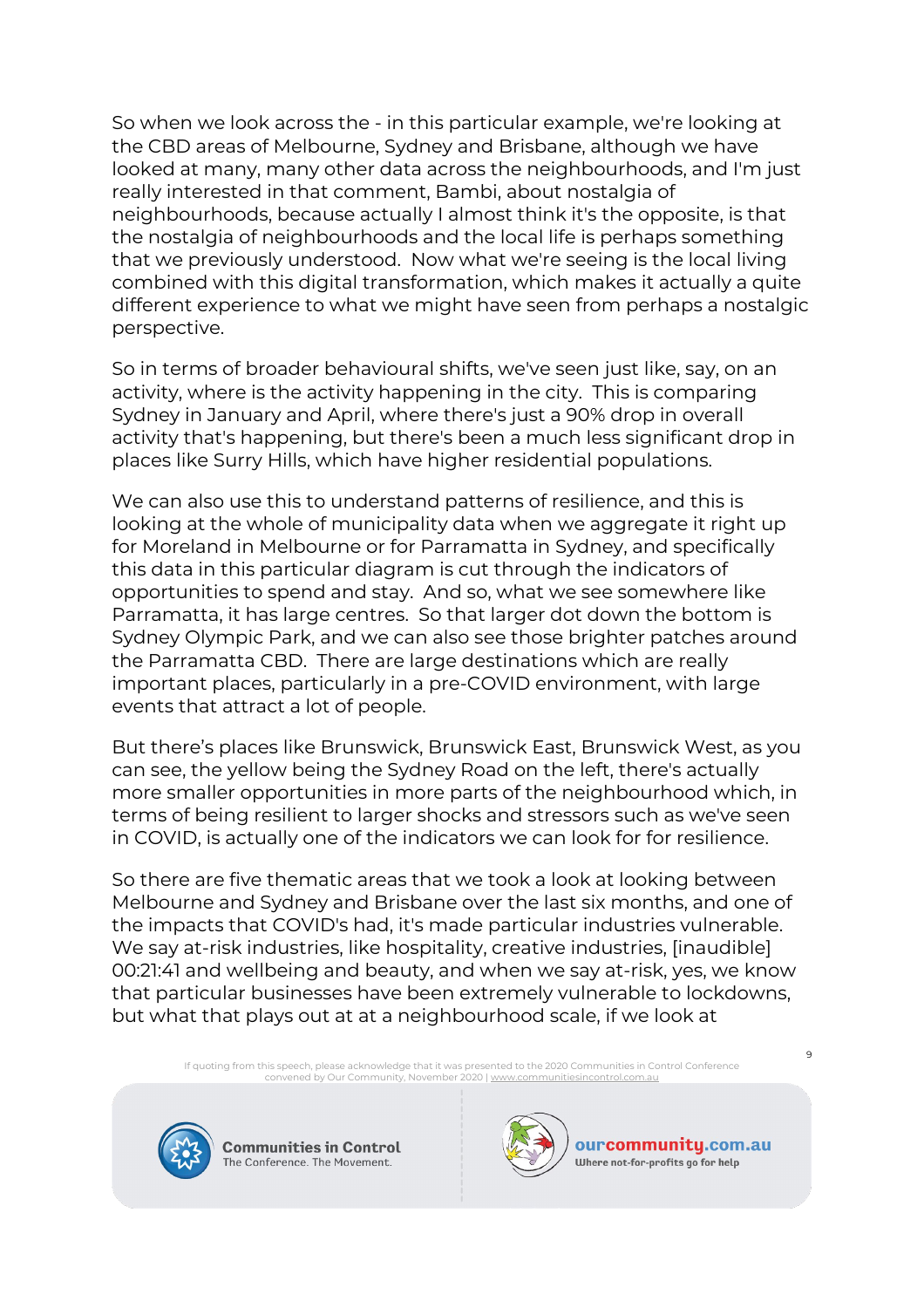So when we look across the - in this particular example, we're looking at the CBD areas of Melbourne, Sydney and Brisbane, although we have looked at many, many other data across the neighbourhoods, and I'm just really interested in that comment, Bambi, about nostalgia of neighbourhoods, because actually I almost think it's the opposite, is that the nostalgia of neighbourhoods and the local life is perhaps something that we previously understood. Now what we're seeing is the local living combined with this digital transformation, which makes it actually a quite different experience to what we might have seen from perhaps a nostalgic perspective.

So in terms of broader behavioural shifts, we've seen just like, say, on an activity, where is the activity happening in the city. This is comparing Sydney in January and April, where there's just a 90% drop in overall activity that's happening, but there's been a much less significant drop in places like Surry Hills, which have higher residential populations.

We can also use this to understand patterns of resilience, and this is looking at the whole of municipality data when we aggregate it right up for Moreland in Melbourne or for Parramatta in Sydney, and specifically this data in this particular diagram is cut through the indicators of opportunities to spend and stay. And so, what we see somewhere like Parramatta, it has large centres. So that larger dot down the bottom is Sydney Olympic Park, and we can also see those brighter patches around the Parramatta CBD. There are large destinations which are really important places, particularly in a pre-COVID environment, with large events that attract a lot of people.

But there's places like Brunswick, Brunswick East, Brunswick West, as you can see, the yellow being the Sydney Road on the left, there's actually more smaller opportunities in more parts of the neighbourhood which, in terms of being resilient to larger shocks and stressors such as we've seen in COVID, is actually one of the indicators we can look for for resilience.

So there are five thematic areas that we took a look at looking between Melbourne and Sydney and Brisbane over the last six months, and one of the impacts that COVID's had, it's made particular industries vulnerable. We say at-risk industries, like hospitality, creative industries, [inaudible] 00:21:41 and wellbeing and beauty, and when we say at-risk, yes, we know that particular businesses have been extremely vulnerable to lockdowns, but what that plays out at at a neighbourhood scale, if we look at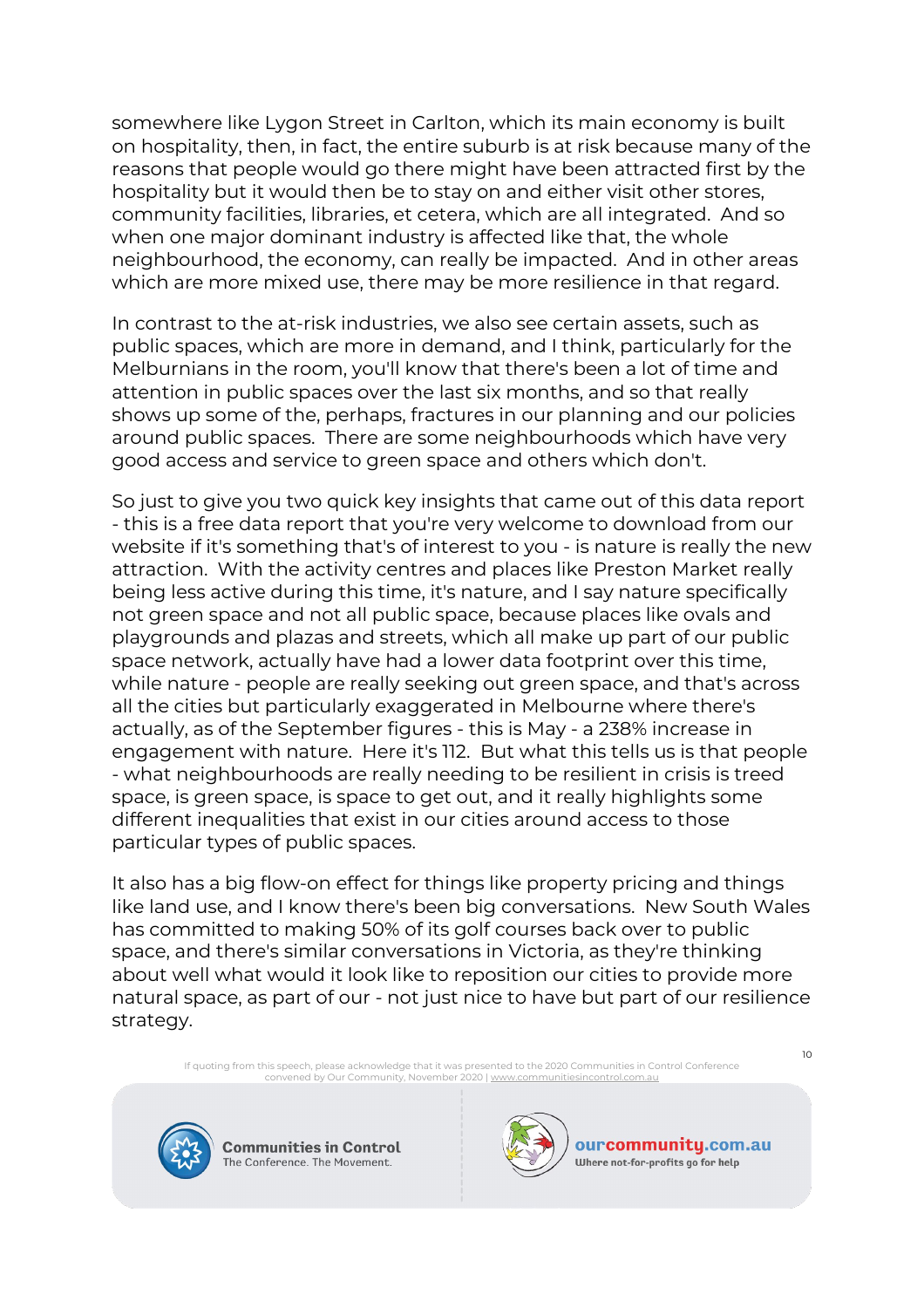somewhere like Lygon Street in Carlton, which its main economy is built on hospitality, then, in fact, the entire suburb is at risk because many of the reasons that people would go there might have been attracted first by the hospitality but it would then be to stay on and either visit other stores, community facilities, libraries, et cetera, which are all integrated. And so when one major dominant industry is affected like that, the whole neighbourhood, the economy, can really be impacted. And in other areas which are more mixed use, there may be more resilience in that regard.

In contrast to the at-risk industries, we also see certain assets, such as public spaces, which are more in demand, and I think, particularly for the Melburnians in the room, you'll know that there's been a lot of time and attention in public spaces over the last six months, and so that really shows up some of the, perhaps, fractures in our planning and our policies around public spaces. There are some neighbourhoods which have very good access and service to green space and others which don't.

So just to give you two quick key insights that came out of this data report - this is a free data report that you're very welcome to download from our website if it's something that's of interest to you - is nature is really the new attraction. With the activity centres and places like Preston Market really being less active during this time, it's nature, and I say nature specifically not green space and not all public space, because places like ovals and playgrounds and plazas and streets, which all make up part of our public space network, actually have had a lower data footprint over this time, while nature - people are really seeking out green space, and that's across all the cities but particularly exaggerated in Melbourne where there's actually, as of the September figures - this is May - a 238% increase in engagement with nature. Here it's 112. But what this tells us is that people - what neighbourhoods are really needing to be resilient in crisis is treed space, is green space, is space to get out, and it really highlights some different inequalities that exist in our cities around access to those particular types of public spaces.

It also has a big flow-on effect for things like property pricing and things like land use, and I know there's been big conversations. New South Wales has committed to making 50% of its golf courses back over to public space, and there's similar conversations in Victoria, as they're thinking about well what would it look like to reposition our cities to provide more natural space, as part of our - not just nice to have but part of our resilience strategy.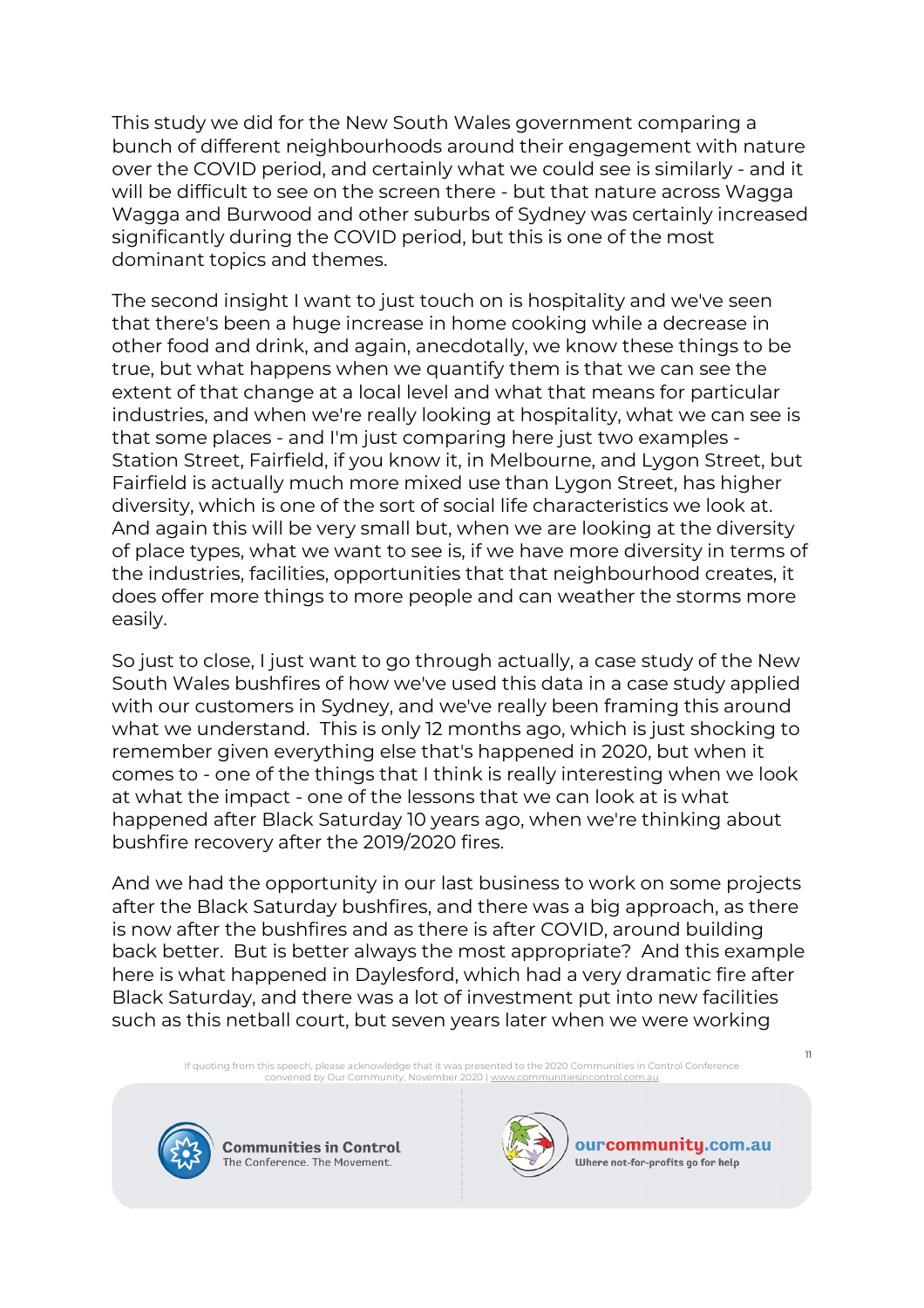This study we did for the New South Wales government comparing a bunch of different neighbourhoods around their engagement with nature over the COVID period, and certainly what we could see is similarly - and it will be difficult to see on the screen there - but that nature across Wagga Wagga and Burwood and other suburbs of Sydney was certainly increased significantly during the COVID period, but this is one of the most dominant topics and themes.

The second insight I want to just touch on is hospitality and we've seen that there's been a huge increase in home cooking while a decrease in other food and drink, and again, anecdotally, we know these things to be true, but what happens when we quantify them is that we can see the extent of that change at a local level and what that means for particular industries, and when we're really looking at hospitality, what we can see is that some places - and I'm just comparing here just two examples - Station Street, Fairfield, if you know it, in Melbourne, and Lygon Street, but Fairfield is actually much more mixed use than Lygon Street, has higher diversity, which is one of the sort of social life characteristics we look at. And again this will be very small but, when we are looking at the diversity of place types, what we want to see is, if we have more diversity in terms of the industries, facilities, opportunities that that neighbourhood creates, it does offer more things to more people and can weather the storms more easily.

So just to close, I just want to go through actually, a case study of the New South Wales bushfires of how we've used this data in a case study applied with our customers in Sydney, and we've really been framing this around what we understand. This is only 12 months ago, which is just shocking to remember given everything else that's happened in 2020, but when it comes to - one of the things that I think is really interesting when we look at what the impact - one of the lessons that we can look at is what happened after Black Saturday 10 years ago, when we're thinking about bushfire recovery after the 2019/2020 fires.

And we had the opportunity in our last business to work on some projects after the Black Saturday bushfires, and there was a big approach, as there is now after the bushfires and as there is after COVID, around building back better. But is better always the most appropriate? And this example here is what happened in Daylesford, which had a very dramatic fire after Black Saturday, and there was a lot of investment put into new facilities such as this netball court, but seven years later when we were working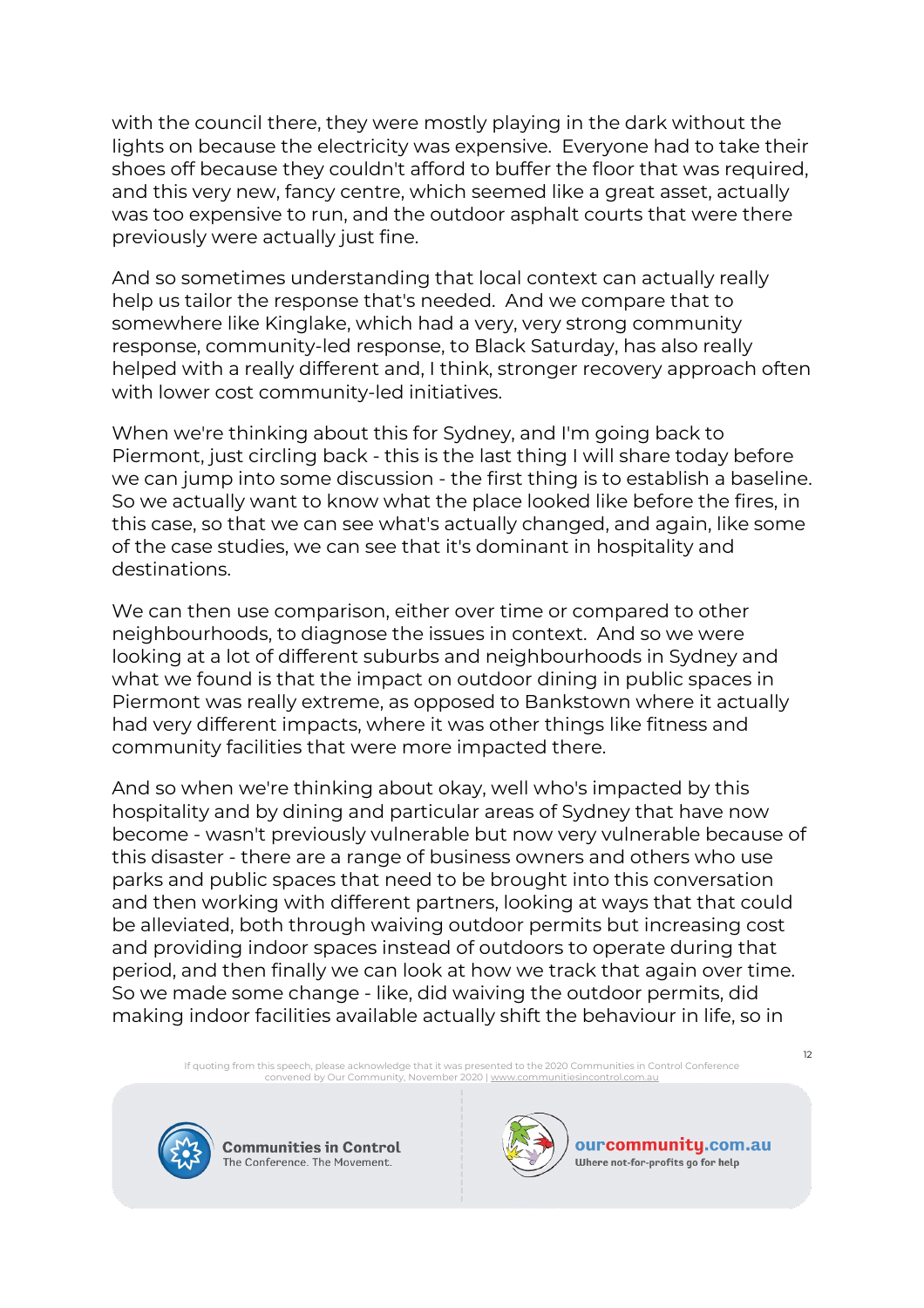with the council there, they were mostly playing in the dark without the lights on because the electricity was expensive. Everyone had to take their shoes off because they couldn't afford to buffer the floor that was required, and this very new, fancy centre, which seemed like a great asset, actually was too expensive to run, and the outdoor asphalt courts that were there previously were actually just fine.

And so sometimes understanding that local context can actually really help us tailor the response that's needed. And we compare that to somewhere like Kinglake, which had a very, very strong community response, community-led response, to Black Saturday, has also really helped with a really different and, I think, stronger recovery approach often with lower cost community-led initiatives.

When we're thinking about this for Sydney, and I'm going back to Piermont, just circling back - this is the last thing I will share today before we can jump into some discussion - the first thing is to establish a baseline. So we actually want to know what the place looked like before the fires, in this case, so that we can see what's actually changed, and again, like some of the case studies, we can see that it's dominant in hospitality and destinations.

We can then use comparison, either over time or compared to other neighbourhoods, to diagnose the issues in context. And so we were looking at a lot of different suburbs and neighbourhoods in Sydney and what we found is that the impact on outdoor dining in public spaces in Piermont was really extreme, as opposed to Bankstown where it actually had very different impacts, where it was other things like fitness and community facilities that were more impacted there.

And so when we're thinking about okay, well who's impacted by this hospitality and by dining and particular areas of Sydney that have now become - wasn't previously vulnerable but now very vulnerable because of this disaster - there are a range of business owners and others who use parks and public spaces that need to be brought into this conversation and then working with different partners, looking at ways that that could be alleviated, both through waiving outdoor permits but increasing cost and providing indoor spaces instead of outdoors to operate during that period, and then finally we can look at how we track that again over time. So we made some change - like, did waiving the outdoor permits, did making indoor facilities available actually shift the behaviour in life, so in

If quoting from this speech, please acknowledge that it was presented to the 2020 Communities in Control Conference convened by Our Community, November 2020 | www.communitiesincontrol.com.au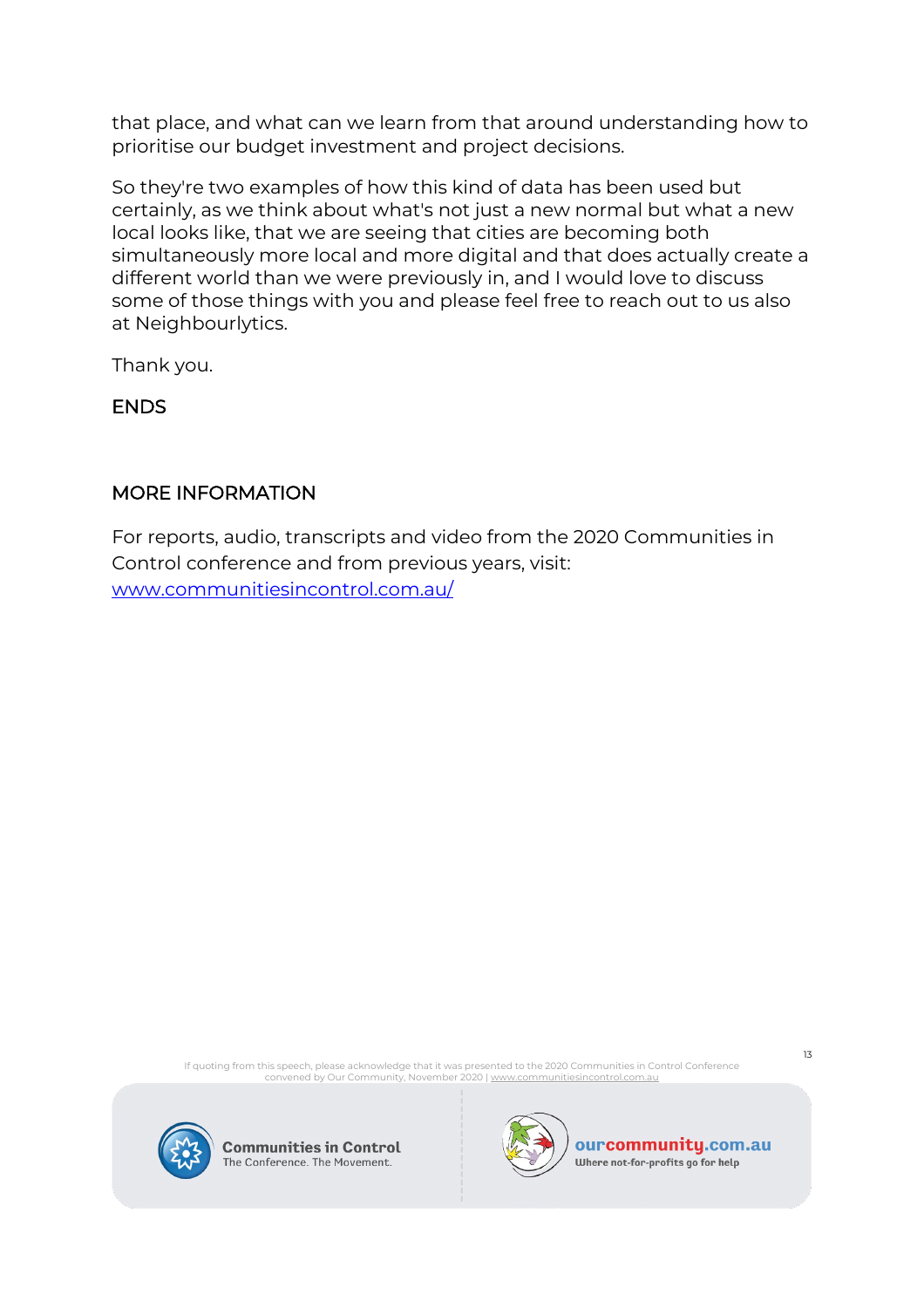that place, and what can we learn from that around understanding how to prioritise our budget investment and project decisions.

So they're two examples of how this kind of data has been used but certainly, as we think about what's not just a new normal but what a new local looks like, that we are seeing that cities are becoming both simultaneously more local and more digital and that does actually create a different world than we were previously in, and I would love to discuss some of those things with you and please feel free to reach out to us also at Neighbourlytics.

Thank you.

ENDS

## MORE INFORMATION

For reports, audio, transcripts and video from the 2020 Communities in Control conference and from previous years, visit: [www.communitiesincontrol.com.au/](http://www.communitiesincontrol.com.au/)